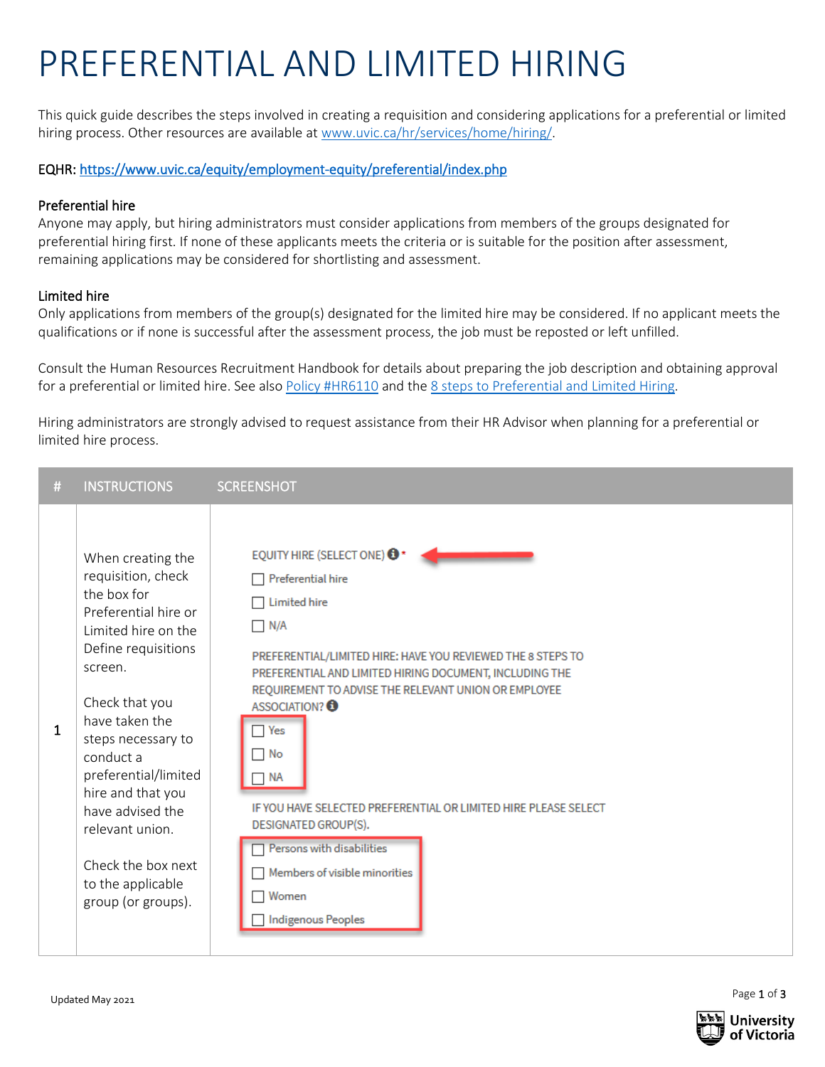# PREFERENTIAL AND LIMITED HIRING

This quick guide describes the steps involved in creating a requisition and considering applications for a preferential or limited hiring process. Other resources are available at www.uvic.ca/hr/services/home/hiring/.

EQHR: https://www.uvic.ca/equity/employment-equity/preferential/index.php

### Preferential hire

Anyone may apply, but hiring administrators must consider applications from members of the groups designated for preferential hiring first. If none of these applicants meets the criteria or is suitable for the position after assessment, remaining applications may be considered for shortlisting and assessment.

### Limited hire

Only applications from members of the group(s) designated for the limited hire may be considered. If no applicant meets the qualifications or if none is successful after the assessment process, the job must be reposted or left unfilled.

Consult the Human Resources Recruitment Handbook for details about preparing the job description and obtaining approval for a preferential or limited hire. See also Policy #HR6110 and the 8 steps to Preferential and Limited Hiring.

Hiring administrators are strongly advised to request assistance from their HR Advisor when planning for a preferential or limited hire process.

| # | INSTRUCTIONS | SCREENSHOT |
|---|---|---|
| 1 | When creating the requisition, check the box for Preferential hire or Limited hire on the Define requisitions screen.<br><br>Check that you have taken the steps necessary to conduct a preferential/limited hire and that you have advised the relevant union.<br><br>Check the box next to the applicable group (or groups). | EQUITY HIRE (SELECT ONE) *<br>☐ Preferential hire<br>☐ Limited hire<br>☐ N/A<br><br>PREFERENTIAL/LIMITED HIRE: HAVE YOU REVIEWED THE 8 STEPS TO PREFERENTIAL AND LIMITED HIRING DOCUMENT, INCLUDING THE REQUIREMENT TO ADVISE THE RELEVANT UNION OR EMPLOYEE ASSOCIATION?<br>☐ Yes<br>☐ No<br>☐ NA<br><br>IF YOU HAVE SELECTED PREFERENTIAL OR LIMITED HIRE PLEASE SELECT DESIGNATED GROUP(S).<br>☐ Persons with disabilities<br>☐ Members of visible minorities<br>☐ Women<br>☐ Indigenous Peoples |

Updated May 2021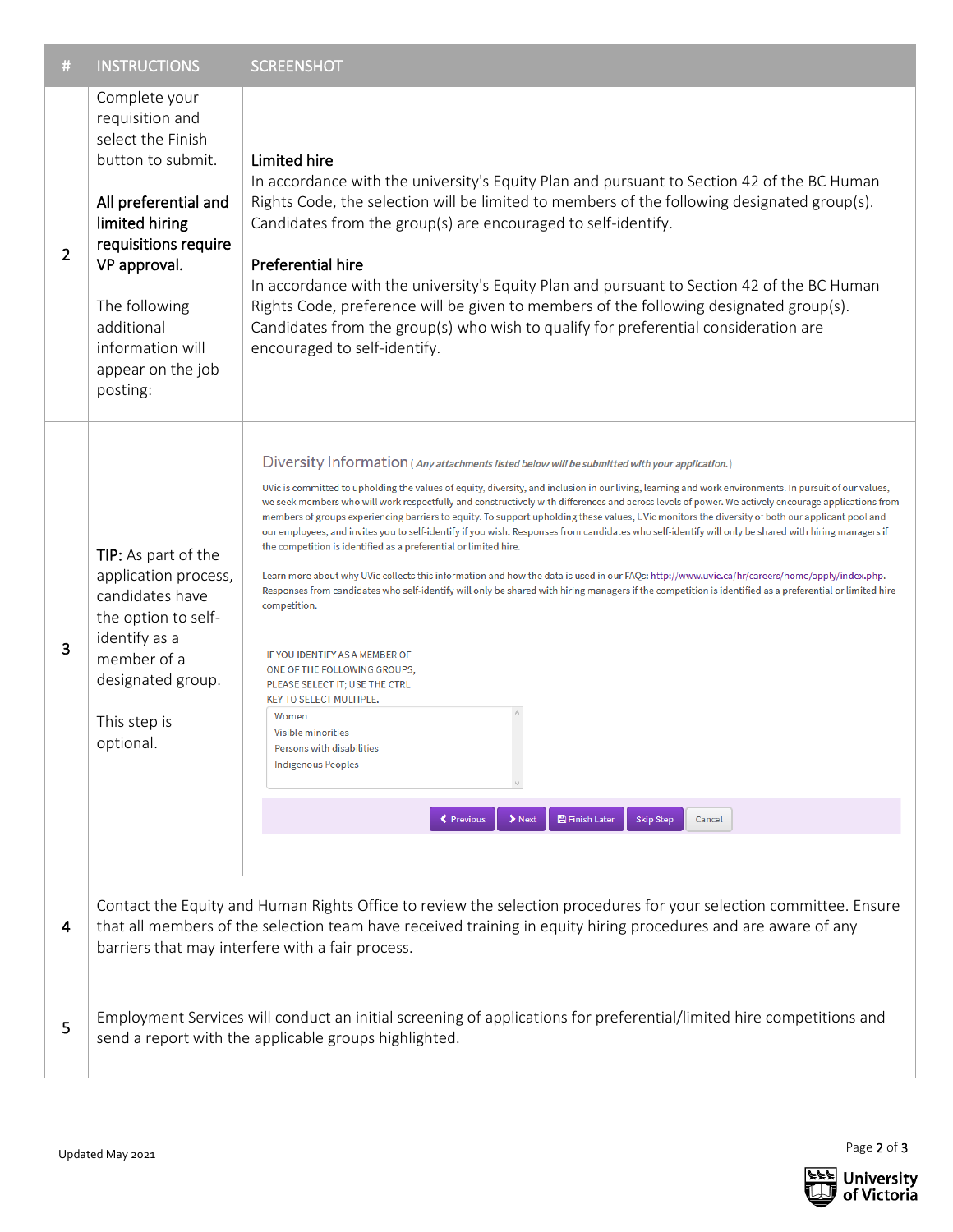| # | INSTRUCTIONS | SCREENSHOT |
|---|---|---|
| 2 | Complete your requisition and select the Finish button to submit.<br><br>**All preferential and limited hiring requisitions require VP approval.**<br><br>The following additional information will appear on the job posting: | **Limited hire**<br>In accordance with the university's Equity Plan and pursuant to Section 42 of the BC Human Rights Code, the selection will be limited to members of the following designated group(s). Candidates from the group(s) are encouraged to self-identify.<br><br>**Preferential hire**<br>In accordance with the university's Equity Plan and pursuant to Section 42 of the BC Human Rights Code, preference will be given to members of the following designated group(s). Candidates from the group(s) who wish to qualify for preferential consideration are encouraged to self-identify. |
| 3 | **TIP:** As part of the application process, candidates have the option to self-identify as a member of a designated group.<br><br>This step is optional. | Diversity Information (*Any attachments listed below will be submitted with your application.*)<br><br>UVic is committed to upholding the values of equity, diversity, and inclusion in our living, learning and work environments. In pursuit of our values, we seek members who will work respectfully and constructively with differences and across levels of power. We actively encourage applications from members of groups experiencing barriers to equity. To support upholding these values, UVic monitors the diversity of both our applicant pool and our employees, and invites you to self-identify if you wish. Responses from candidates who self-identify will only be shared with hiring managers if the competition is identified as a preferential or limited hire.<br><br>Learn more about why UVic collects this information and how the data is used in our FAQs: http://www.uvic.ca/hr/careers/home/apply/index.php. Responses from candidates who self-identify will only be shared with hiring managers if the competition is identified as a preferential or limited hire competition.<br><br>IF YOU IDENTIFY AS A MEMBER OF ONE OF THE FOLLOWING GROUPS, PLEASE SELECT IT; USE THE CTRL KEY TO SELECT MULTIPLE.<br>Women<br>Visible minorities<br>Persons with disabilities<br>Indigenous Peoples<br><br>Previous / Next / Finish Later / Skip Step / Cancel |
| 4 | Contact the Equity and Human Rights Office to review the selection procedures for your selection committee. Ensure that all members of the selection team have received training in equity hiring procedures and are aware of any barriers that may interfere with a fair process. | |
| 5 | Employment Services will conduct an initial screening of applications for preferential/limited hire competitions and send a report with the applicable groups highlighted. | |

Updated May 2021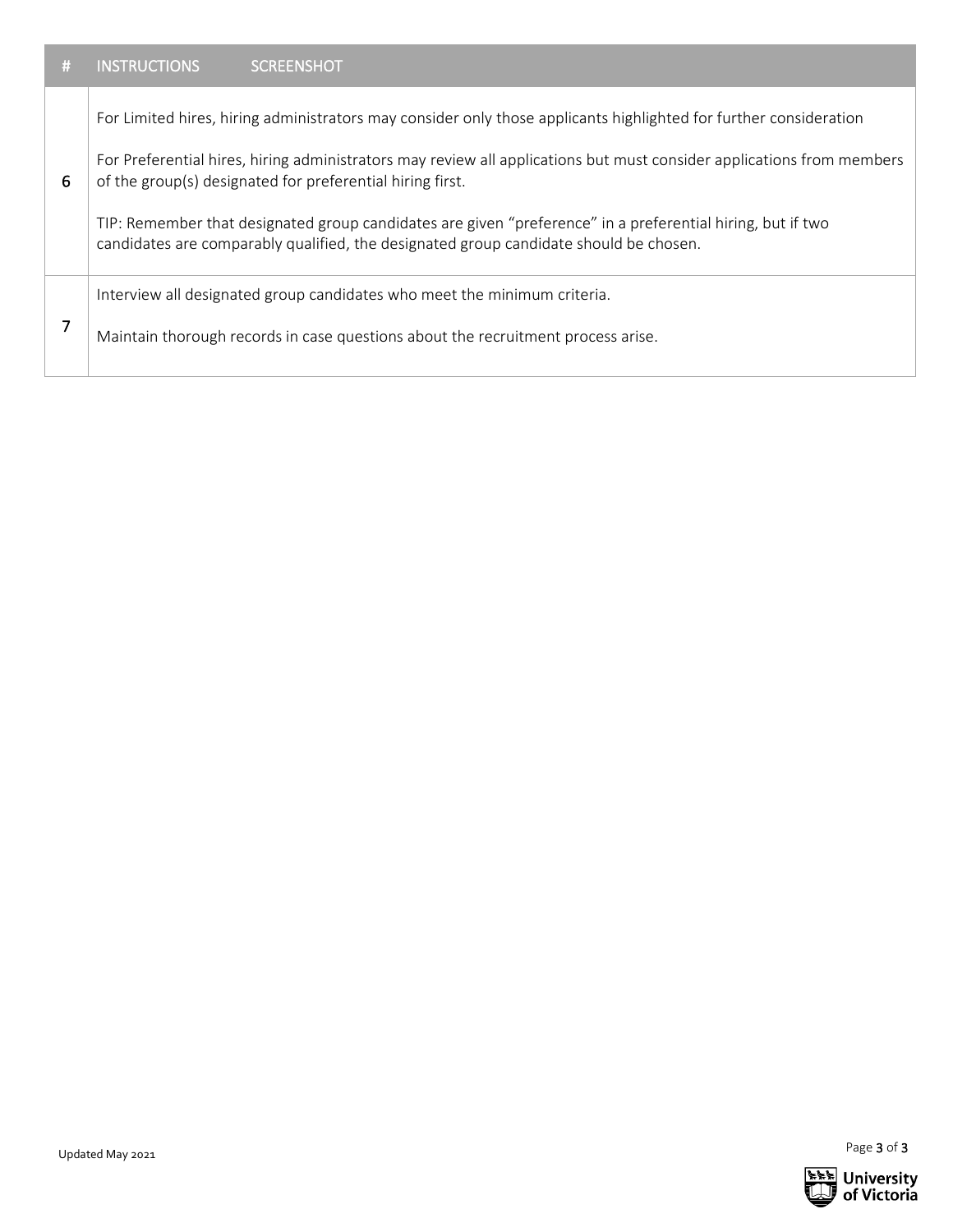| # | INSTRUCTIONS | SCREENSHOT |
| --- | --- | --- |
| 6 | For Limited hires, hiring administrators may consider only those applicants highlighted for further consideration<br><br>For Preferential hires, hiring administrators may review all applications but must consider applications from members of the group(s) designated for preferential hiring first.<br><br>TIP: Remember that designated group candidates are given "preference" in a preferential hiring, but if two candidates are comparably qualified, the designated group candidate should be chosen. | |
| 7 | Interview all designated group candidates who meet the minimum criteria.<br><br>Maintain thorough records in case questions about the recruitment process arise. | |

Updated May 2021